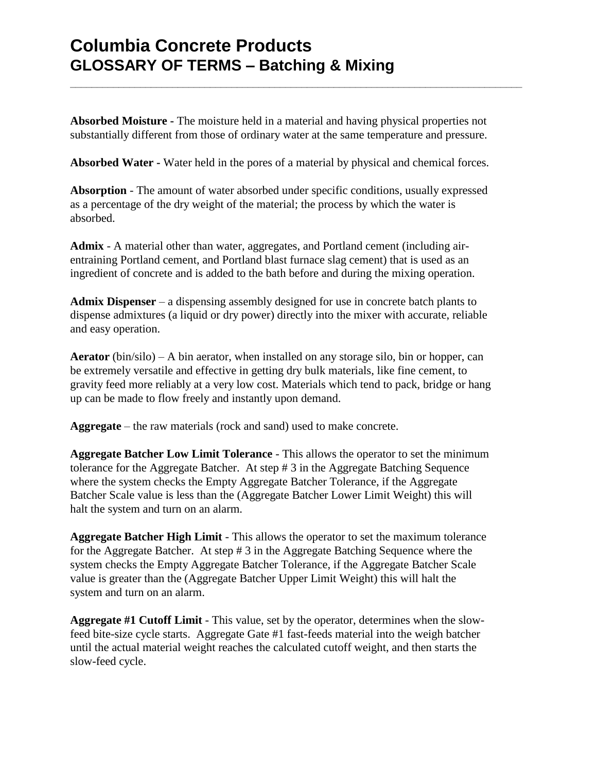# Columbia Concrete Products
## GLOSSARY OF TERMS – Batching & Mixing

**Absorbed Moisture -** The moisture held in a material and having physical properties not substantially different from those of ordinary water at the same temperature and pressure.

**Absorbed Water -** Water held in the pores of a material by physical and chemical forces.

**Absorption** - The amount of water absorbed under specific conditions, usually expressed as a percentage of the dry weight of the material; the process by which the water is absorbed.

**Admix** - A material other than water, aggregates, and Portland cement (including air-entraining Portland cement, and Portland blast furnace slag cement) that is used as an ingredient of concrete and is added to the bath before and during the mixing operation.

**Admix Dispenser** – a dispensing assembly designed for use in concrete batch plants to dispense admixtures (a liquid or dry power) directly into the mixer with accurate, reliable and easy operation.

**Aerator** (bin/silo) – A bin aerator, when installed on any storage silo, bin or hopper, can be extremely versatile and effective in getting dry bulk materials, like fine cement, to gravity feed more reliably at a very low cost. Materials which tend to pack, bridge or hang up can be made to flow freely and instantly upon demand.

**Aggregate** – the raw materials (rock and sand) used to make concrete.

**Aggregate Batcher Low Limit Tolerance** - This allows the operator to set the minimum tolerance for the Aggregate Batcher. At step # 3 in the Aggregate Batching Sequence where the system checks the Empty Aggregate Batcher Tolerance, if the Aggregate Batcher Scale value is less than the (Aggregate Batcher Lower Limit Weight) this will halt the system and turn on an alarm.

**Aggregate Batcher High Limit** - This allows the operator to set the maximum tolerance for the Aggregate Batcher. At step # 3 in the Aggregate Batching Sequence where the system checks the Empty Aggregate Batcher Tolerance, if the Aggregate Batcher Scale value is greater than the (Aggregate Batcher Upper Limit Weight) this will halt the system and turn on an alarm.

**Aggregate #1 Cutoff Limit** - This value, set by the operator, determines when the slow-feed bite-size cycle starts. Aggregate Gate #1 fast-feeds material into the weigh batcher until the actual material weight reaches the calculated cutoff weight, and then starts the slow-feed cycle.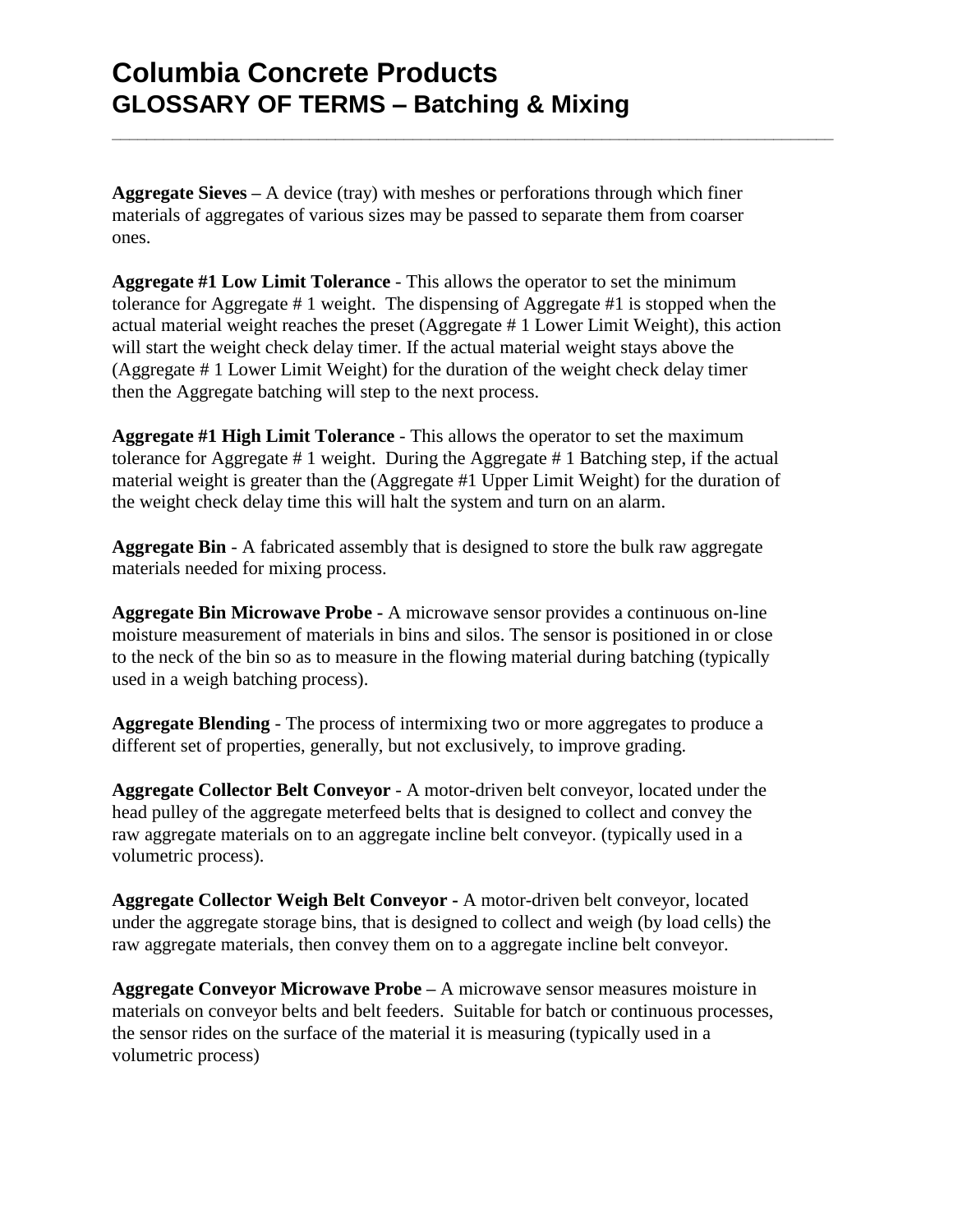# Columbia Concrete Products
## GLOSSARY OF TERMS – Batching & Mixing

**Aggregate Sieves –** A device (tray) with meshes or perforations through which finer materials of aggregates of various sizes may be passed to separate them from coarser ones.

**Aggregate #1 Low Limit Tolerance** - This allows the operator to set the minimum tolerance for Aggregate # 1 weight. The dispensing of Aggregate #1 is stopped when the actual material weight reaches the preset (Aggregate # 1 Lower Limit Weight), this action will start the weight check delay timer. If the actual material weight stays above the (Aggregate # 1 Lower Limit Weight) for the duration of the weight check delay timer then the Aggregate batching will step to the next process.

**Aggregate #1 High Limit Tolerance** - This allows the operator to set the maximum tolerance for Aggregate # 1 weight. During the Aggregate # 1 Batching step, if the actual material weight is greater than the (Aggregate #1 Upper Limit Weight) for the duration of the weight check delay time this will halt the system and turn on an alarm.

**Aggregate Bin** - A fabricated assembly that is designed to store the bulk raw aggregate materials needed for mixing process.

**Aggregate Bin Microwave Probe -** A microwave sensor provides a continuous on-line moisture measurement of materials in bins and silos. The sensor is positioned in or close to the neck of the bin so as to measure in the flowing material during batching (typically used in a weigh batching process).

**Aggregate Blending** - The process of intermixing two or more aggregates to produce a different set of properties, generally, but not exclusively, to improve grading.

**Aggregate Collector Belt Conveyor** - A motor-driven belt conveyor, located under the head pulley of the aggregate meterfeed belts that is designed to collect and convey the raw aggregate materials on to an aggregate incline belt conveyor. (typically used in a volumetric process).

**Aggregate Collector Weigh Belt Conveyor -** A motor-driven belt conveyor, located under the aggregate storage bins, that is designed to collect and weigh (by load cells) the raw aggregate materials, then convey them on to a aggregate incline belt conveyor.

**Aggregate Conveyor Microwave Probe –** A microwave sensor measures moisture in materials on conveyor belts and belt feeders. Suitable for batch or continuous processes, the sensor rides on the surface of the material it is measuring (typically used in a volumetric process)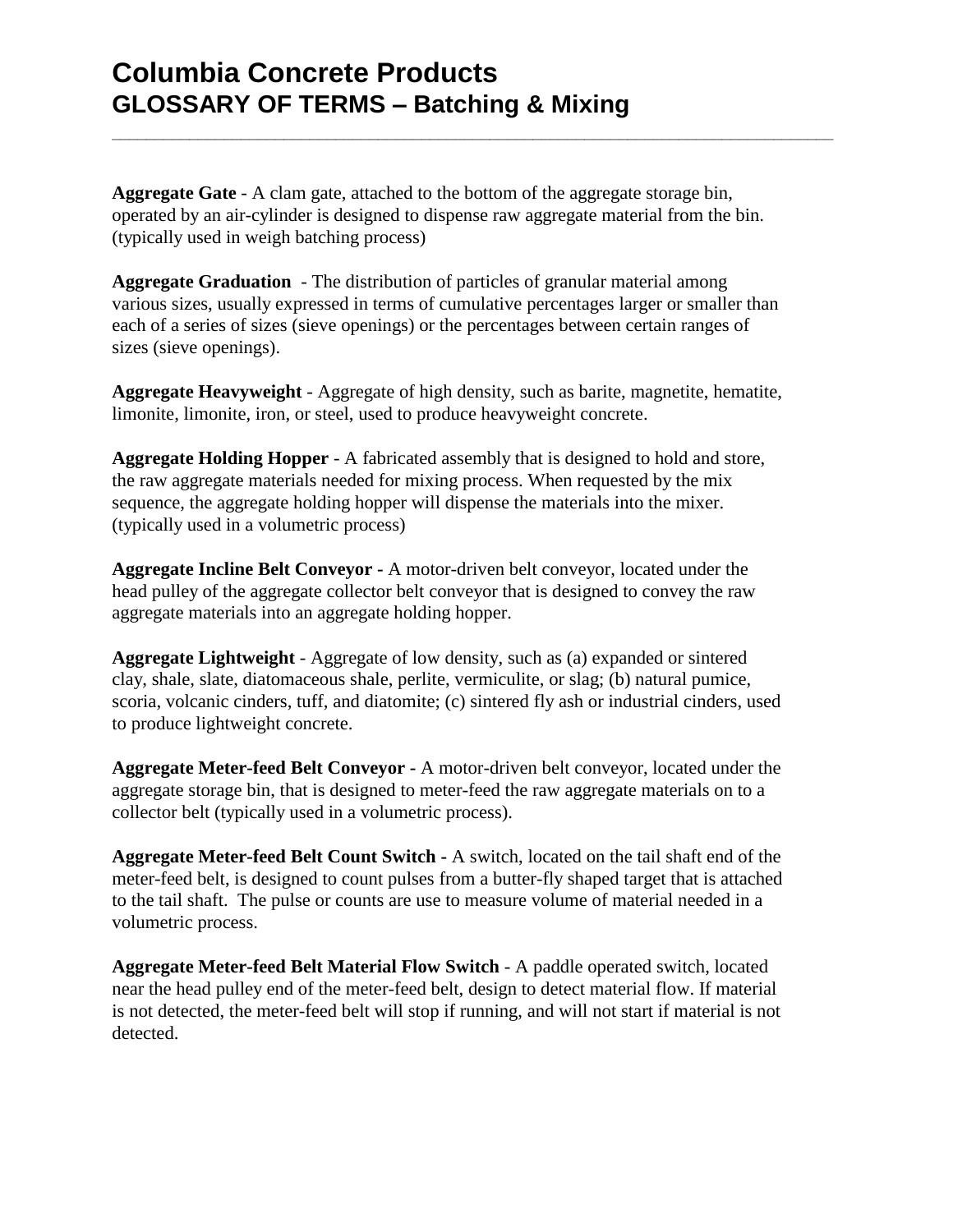# Columbia Concrete Products
## GLOSSARY OF TERMS – Batching & Mixing

---

**Aggregate Gate** - A clam gate, attached to the bottom of the aggregate storage bin, operated by an air-cylinder is designed to dispense raw aggregate material from the bin. (typically used in weigh batching process)

**Aggregate Graduation** - The distribution of particles of granular material among various sizes, usually expressed in terms of cumulative percentages larger or smaller than each of a series of sizes (sieve openings) or the percentages between certain ranges of sizes (sieve openings).

**Aggregate Heavyweight** - Aggregate of high density, such as barite, magnetite, hematite, limonite, limonite, iron, or steel, used to produce heavyweight concrete.

**Aggregate Holding Hopper** - A fabricated assembly that is designed to hold and store, the raw aggregate materials needed for mixing process. When requested by the mix sequence, the aggregate holding hopper will dispense the materials into the mixer. (typically used in a volumetric process)

**Aggregate Incline Belt Conveyor -** A motor-driven belt conveyor, located under the head pulley of the aggregate collector belt conveyor that is designed to convey the raw aggregate materials into an aggregate holding hopper.

**Aggregate Lightweight** - Aggregate of low density, such as (a) expanded or sintered clay, shale, slate, diatomaceous shale, perlite, vermiculite, or slag; (b) natural pumice, scoria, volcanic cinders, tuff, and diatomite; (c) sintered fly ash or industrial cinders, used to produce lightweight concrete.

**Aggregate Meter-feed Belt Conveyor -** A motor-driven belt conveyor, located under the aggregate storage bin, that is designed to meter-feed the raw aggregate materials on to a collector belt (typically used in a volumetric process).

**Aggregate Meter-feed Belt Count Switch -** A switch, located on the tail shaft end of the meter-feed belt, is designed to count pulses from a butter-fly shaped target that is attached to the tail shaft. The pulse or counts are use to measure volume of material needed in a volumetric process.

**Aggregate Meter-feed Belt Material Flow Switch** - A paddle operated switch, located near the head pulley end of the meter-feed belt, design to detect material flow. If material is not detected, the meter-feed belt will stop if running, and will not start if material is not detected.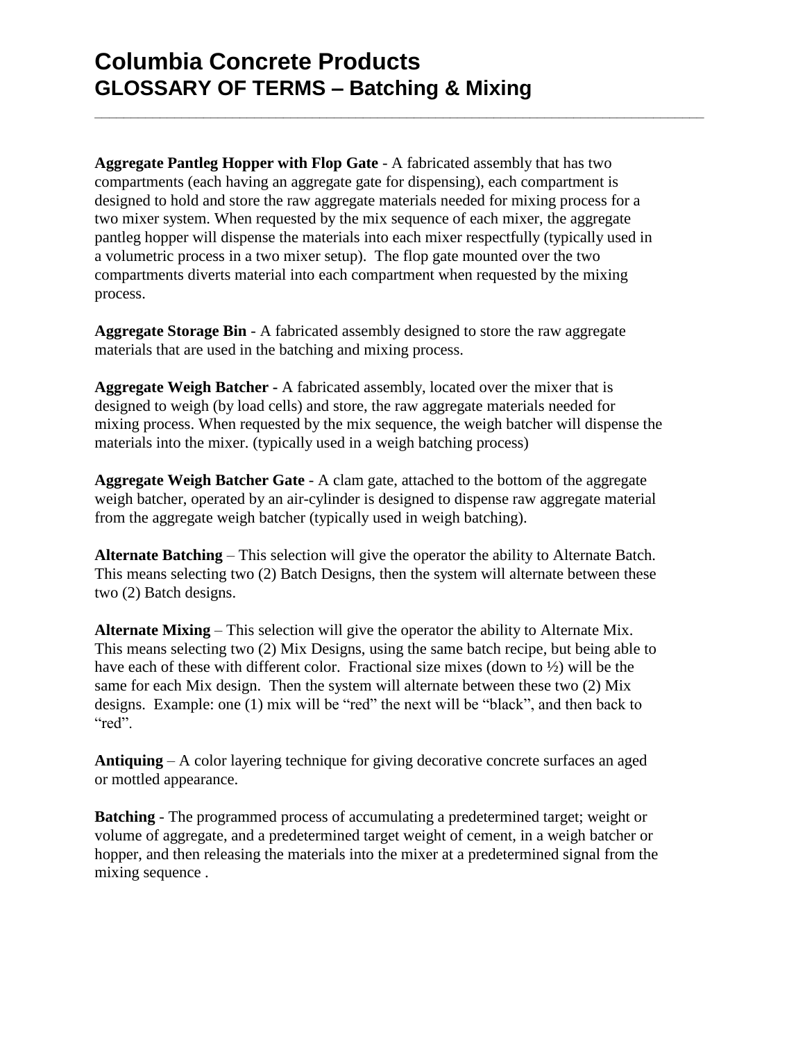# Columbia Concrete Products
## GLOSSARY OF TERMS – Batching & Mixing

**Aggregate Pantleg Hopper with Flop Gate** - A fabricated assembly that has two compartments (each having an aggregate gate for dispensing), each compartment is designed to hold and store the raw aggregate materials needed for mixing process for a two mixer system. When requested by the mix sequence of each mixer, the aggregate pantleg hopper will dispense the materials into each mixer respectfully (typically used in a volumetric process in a two mixer setup). The flop gate mounted over the two compartments diverts material into each compartment when requested by the mixing process.

**Aggregate Storage Bin** - A fabricated assembly designed to store the raw aggregate materials that are used in the batching and mixing process.

**Aggregate Weigh Batcher** - A fabricated assembly, located over the mixer that is designed to weigh (by load cells) and store, the raw aggregate materials needed for mixing process. When requested by the mix sequence, the weigh batcher will dispense the materials into the mixer. (typically used in a weigh batching process)

**Aggregate Weigh Batcher Gate** - A clam gate, attached to the bottom of the aggregate weigh batcher, operated by an air-cylinder is designed to dispense raw aggregate material from the aggregate weigh batcher (typically used in weigh batching).

**Alternate Batching** – This selection will give the operator the ability to Alternate Batch. This means selecting two (2) Batch Designs, then the system will alternate between these two (2) Batch designs.

**Alternate Mixing** – This selection will give the operator the ability to Alternate Mix. This means selecting two (2) Mix Designs, using the same batch recipe, but being able to have each of these with different color. Fractional size mixes (down to ½) will be the same for each Mix design. Then the system will alternate between these two (2) Mix designs. Example: one (1) mix will be "red" the next will be "black", and then back to "red".

**Antiquing** – A color layering technique for giving decorative concrete surfaces an aged or mottled appearance.

**Batching** - The programmed process of accumulating a predetermined target; weight or volume of aggregate, and a predetermined target weight of cement, in a weigh batcher or hopper, and then releasing the materials into the mixer at a predetermined signal from the mixing sequence .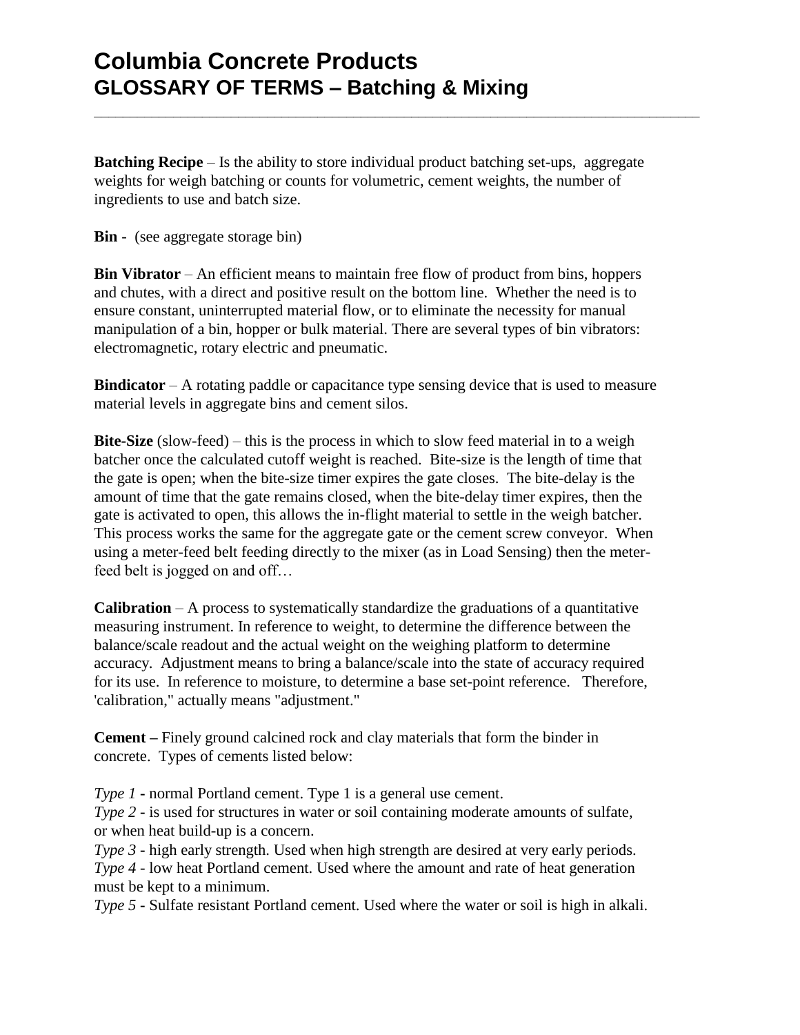# Columbia Concrete Products
## GLOSSARY OF TERMS – Batching & Mixing

**Batching Recipe** – Is the ability to store individual product batching set-ups, aggregate weights for weigh batching or counts for volumetric, cement weights, the number of ingredients to use and batch size.

**Bin** - (see aggregate storage bin)

**Bin Vibrator** – An efficient means to maintain free flow of product from bins, hoppers and chutes, with a direct and positive result on the bottom line. Whether the need is to ensure constant, uninterrupted material flow, or to eliminate the necessity for manual manipulation of a bin, hopper or bulk material. There are several types of bin vibrators: electromagnetic, rotary electric and pneumatic.

**Bindicator** – A rotating paddle or capacitance type sensing device that is used to measure material levels in aggregate bins and cement silos.

**Bite-Size** (slow-feed) – this is the process in which to slow feed material in to a weigh batcher once the calculated cutoff weight is reached. Bite-size is the length of time that the gate is open; when the bite-size timer expires the gate closes. The bite-delay is the amount of time that the gate remains closed, when the bite-delay timer expires, then the gate is activated to open, this allows the in-flight material to settle in the weigh batcher. This process works the same for the aggregate gate or the cement screw conveyor. When using a meter-feed belt feeding directly to the mixer (as in Load Sensing) then the meter-feed belt is jogged on and off…

**Calibration** – A process to systematically standardize the graduations of a quantitative measuring instrument. In reference to weight, to determine the difference between the balance/scale readout and the actual weight on the weighing platform to determine accuracy. Adjustment means to bring a balance/scale into the state of accuracy required for its use. In reference to moisture, to determine a base set-point reference. Therefore, 'calibration," actually means "adjustment."

**Cement –** Finely ground calcined rock and clay materials that form the binder in concrete. Types of cements listed below:

*Type 1* - normal Portland cement. Type 1 is a general use cement.
*Type 2* - is used for structures in water or soil containing moderate amounts of sulfate, or when heat build-up is a concern.
*Type 3* - high early strength. Used when high strength are desired at very early periods.
*Type 4* - low heat Portland cement. Used where the amount and rate of heat generation must be kept to a minimum.
*Type 5* - Sulfate resistant Portland cement. Used where the water or soil is high in alkali.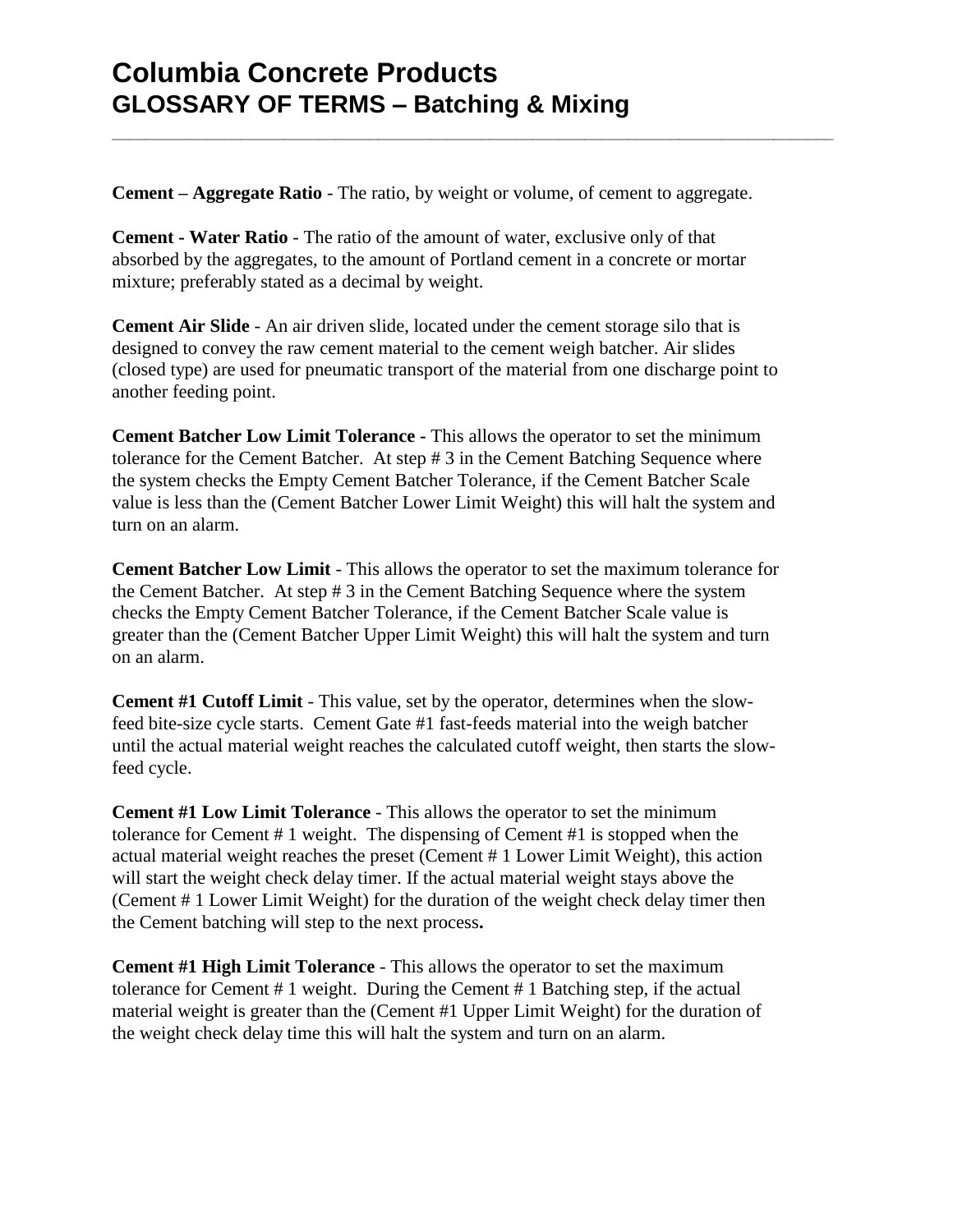# Columbia Concrete Products
## GLOSSARY OF TERMS – Batching & Mixing

---

**Cement – Aggregate Ratio** - The ratio, by weight or volume, of cement to aggregate.

**Cement - Water Ratio** - The ratio of the amount of water, exclusive only of that absorbed by the aggregates, to the amount of Portland cement in a concrete or mortar mixture; preferably stated as a decimal by weight.

**Cement Air Slide** - An air driven slide, located under the cement storage silo that is designed to convey the raw cement material to the cement weigh batcher. Air slides (closed type) are used for pneumatic transport of the material from one discharge point to another feeding point.

**Cement Batcher Low Limit Tolerance** - This allows the operator to set the minimum tolerance for the Cement Batcher. At step # 3 in the Cement Batching Sequence where the system checks the Empty Cement Batcher Tolerance, if the Cement Batcher Scale value is less than the (Cement Batcher Lower Limit Weight) this will halt the system and turn on an alarm.

**Cement Batcher Low Limit** - This allows the operator to set the maximum tolerance for the Cement Batcher. At step # 3 in the Cement Batching Sequence where the system checks the Empty Cement Batcher Tolerance, if the Cement Batcher Scale value is greater than the (Cement Batcher Upper Limit Weight) this will halt the system and turn on an alarm.

**Cement #1 Cutoff Limit** - This value, set by the operator, determines when the slow-feed bite-size cycle starts. Cement Gate #1 fast-feeds material into the weigh batcher until the actual material weight reaches the calculated cutoff weight, then starts the slow-feed cycle.

**Cement #1 Low Limit Tolerance** - This allows the operator to set the minimum tolerance for Cement # 1 weight. The dispensing of Cement #1 is stopped when the actual material weight reaches the preset (Cement # 1 Lower Limit Weight), this action will start the weight check delay timer. If the actual material weight stays above the (Cement # 1 Lower Limit Weight) for the duration of the weight check delay timer then the Cement batching will step to the next process**.**

**Cement #1 High Limit Tolerance** - This allows the operator to set the maximum tolerance for Cement # 1 weight. During the Cement # 1 Batching step, if the actual material weight is greater than the (Cement #1 Upper Limit Weight) for the duration of the weight check delay time this will halt the system and turn on an alarm.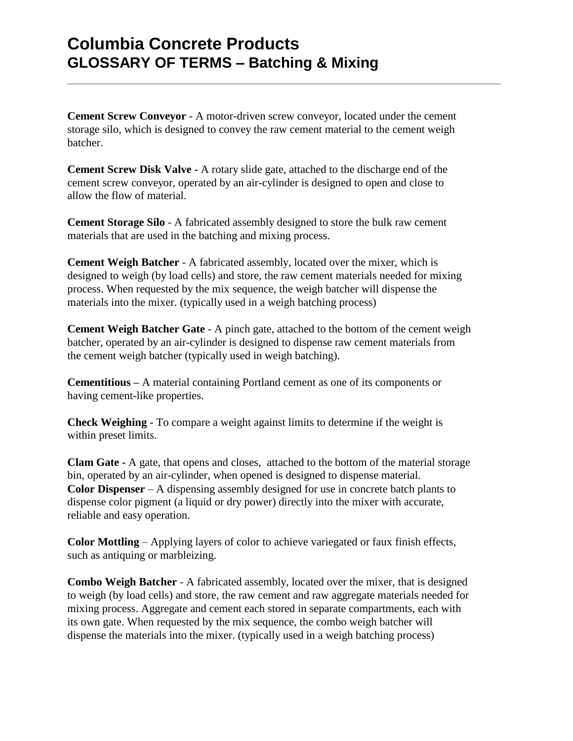# Columbia Concrete Products
## GLOSSARY OF TERMS – Batching & Mixing

**Cement Screw Conveyor** - A motor-driven screw conveyor, located under the cement storage silo, which is designed to convey the raw cement material to the cement weigh batcher.

**Cement Screw Disk Valve -** A rotary slide gate, attached to the discharge end of the cement screw conveyor, operated by an air-cylinder is designed to open and close to allow the flow of material.

**Cement Storage Silo** - A fabricated assembly designed to store the bulk raw cement materials that are used in the batching and mixing process.

**Cement Weigh Batcher** - A fabricated assembly, located over the mixer, which is designed to weigh (by load cells) and store, the raw cement materials needed for mixing process. When requested by the mix sequence, the weigh batcher will dispense the materials into the mixer. (typically used in a weigh batching process)

**Cement Weigh Batcher Gate** - A pinch gate, attached to the bottom of the cement weigh batcher, operated by an air-cylinder is designed to dispense raw cement materials from the cement weigh batcher (typically used in weigh batching).

**Cementitious –** A material containing Portland cement as one of its components or having cement-like properties.

**Check Weighing -** To compare a weight against limits to determine if the weight is within preset limits.

**Clam Gate -** A gate, that opens and closes, attached to the bottom of the material storage bin, operated by an air-cylinder, when opened is designed to dispense material.

**Color Dispenser** – A dispensing assembly designed for use in concrete batch plants to dispense color pigment (a liquid or dry power) directly into the mixer with accurate, reliable and easy operation.

**Color Mottling** – Applying layers of color to achieve variegated or faux finish effects, such as antiquing or marbleizing.

**Combo Weigh Batcher** - A fabricated assembly, located over the mixer, that is designed to weigh (by load cells) and store, the raw cement and raw aggregate materials needed for mixing process. Aggregate and cement each stored in separate compartments, each with its own gate. When requested by the mix sequence, the combo weigh batcher will dispense the materials into the mixer. (typically used in a weigh batching process)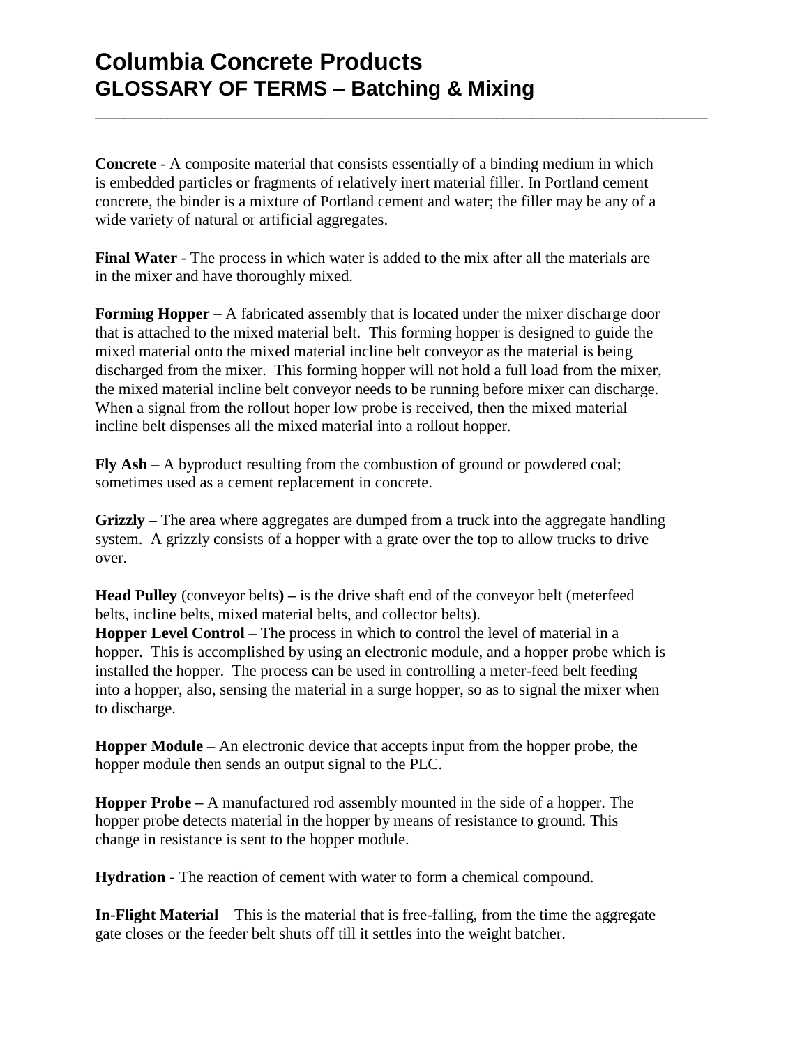# Columbia Concrete Products
## GLOSSARY OF TERMS – Batching & Mixing

**Concrete** - A composite material that consists essentially of a binding medium in which is embedded particles or fragments of relatively inert material filler. In Portland cement concrete, the binder is a mixture of Portland cement and water; the filler may be any of a wide variety of natural or artificial aggregates.

**Final Water** - The process in which water is added to the mix after all the materials are in the mixer and have thoroughly mixed.

**Forming Hopper** – A fabricated assembly that is located under the mixer discharge door that is attached to the mixed material belt. This forming hopper is designed to guide the mixed material onto the mixed material incline belt conveyor as the material is being discharged from the mixer. This forming hopper will not hold a full load from the mixer, the mixed material incline belt conveyor needs to be running before mixer can discharge. When a signal from the rollout hoper low probe is received, then the mixed material incline belt dispenses all the mixed material into a rollout hopper.

**Fly Ash** – A byproduct resulting from the combustion of ground or powdered coal; sometimes used as a cement replacement in concrete.

**Grizzly –** The area where aggregates are dumped from a truck into the aggregate handling system. A grizzly consists of a hopper with a grate over the top to allow trucks to drive over.

**Head Pulley** (conveyor belts**) –** is the drive shaft end of the conveyor belt (meterfeed belts, incline belts, mixed material belts, and collector belts).

**Hopper Level Control** – The process in which to control the level of material in a hopper. This is accomplished by using an electronic module, and a hopper probe which is installed the hopper. The process can be used in controlling a meter-feed belt feeding into a hopper, also, sensing the material in a surge hopper, so as to signal the mixer when to discharge.

**Hopper Module** – An electronic device that accepts input from the hopper probe, the hopper module then sends an output signal to the PLC.

**Hopper Probe –** A manufactured rod assembly mounted in the side of a hopper. The hopper probe detects material in the hopper by means of resistance to ground. This change in resistance is sent to the hopper module.

**Hydration -** The reaction of cement with water to form a chemical compound.

**In-Flight Material** – This is the material that is free-falling, from the time the aggregate gate closes or the feeder belt shuts off till it settles into the weight batcher.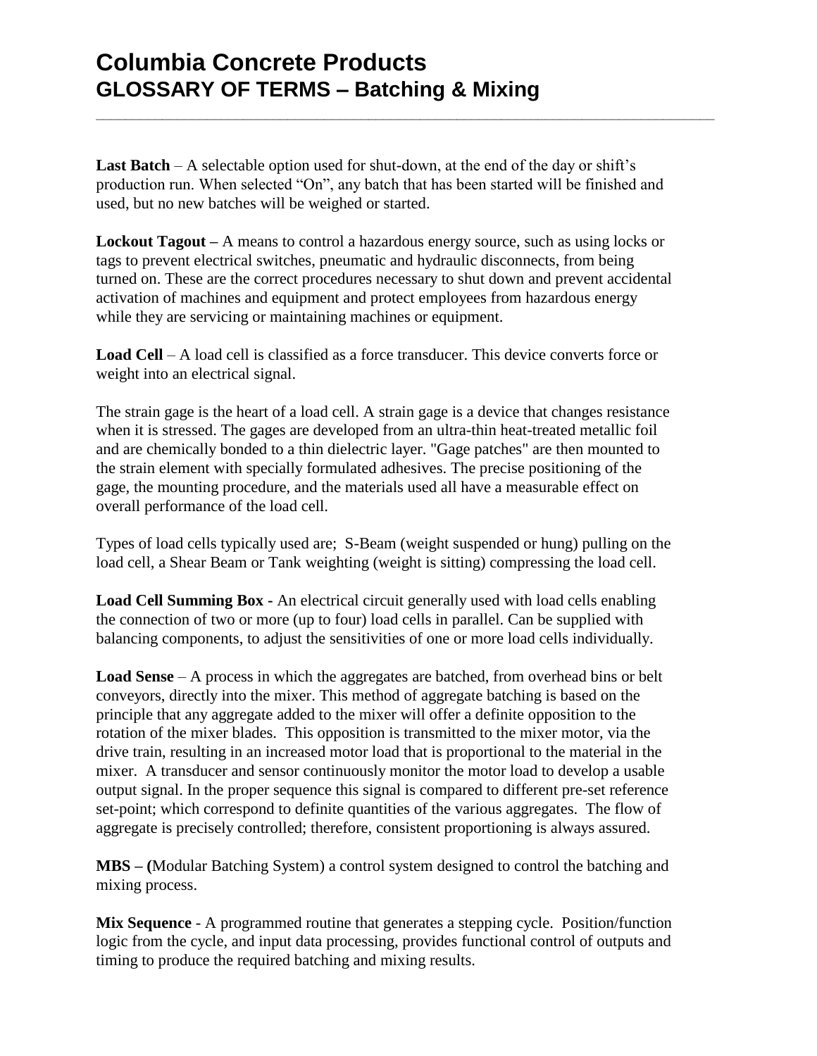# Columbia Concrete Products
## GLOSSARY OF TERMS – Batching & Mixing

**Last Batch** – A selectable option used for shut-down, at the end of the day or shift's production run. When selected "On", any batch that has been started will be finished and used, but no new batches will be weighed or started.

**Lockout Tagout –** A means to control a hazardous energy source, such as using locks or tags to prevent electrical switches, pneumatic and hydraulic disconnects, from being turned on. These are the correct procedures necessary to shut down and prevent accidental activation of machines and equipment and protect employees from hazardous energy while they are servicing or maintaining machines or equipment.

**Load Cell** – A load cell is classified as a force transducer. This device converts force or weight into an electrical signal.

The strain gage is the heart of a load cell. A strain gage is a device that changes resistance when it is stressed. The gages are developed from an ultra-thin heat-treated metallic foil and are chemically bonded to a thin dielectric layer. "Gage patches" are then mounted to the strain element with specially formulated adhesives. The precise positioning of the gage, the mounting procedure, and the materials used all have a measurable effect on overall performance of the load cell.

Types of load cells typically used are; S-Beam (weight suspended or hung) pulling on the load cell, a Shear Beam or Tank weighting (weight is sitting) compressing the load cell.

**Load Cell Summing Box -** An electrical circuit generally used with load cells enabling the connection of two or more (up to four) load cells in parallel. Can be supplied with balancing components, to adjust the sensitivities of one or more load cells individually.

**Load Sense** – A process in which the aggregates are batched, from overhead bins or belt conveyors, directly into the mixer. This method of aggregate batching is based on the principle that any aggregate added to the mixer will offer a definite opposition to the rotation of the mixer blades. This opposition is transmitted to the mixer motor, via the drive train, resulting in an increased motor load that is proportional to the material in the mixer. A transducer and sensor continuously monitor the motor load to develop a usable output signal. In the proper sequence this signal is compared to different pre-set reference set-point; which correspond to definite quantities of the various aggregates. The flow of aggregate is precisely controlled; therefore, consistent proportioning is always assured.

**MBS – (**Modular Batching System) a control system designed to control the batching and mixing process.

**Mix Sequence** - A programmed routine that generates a stepping cycle. Position/function logic from the cycle, and input data processing, provides functional control of outputs and timing to produce the required batching and mixing results.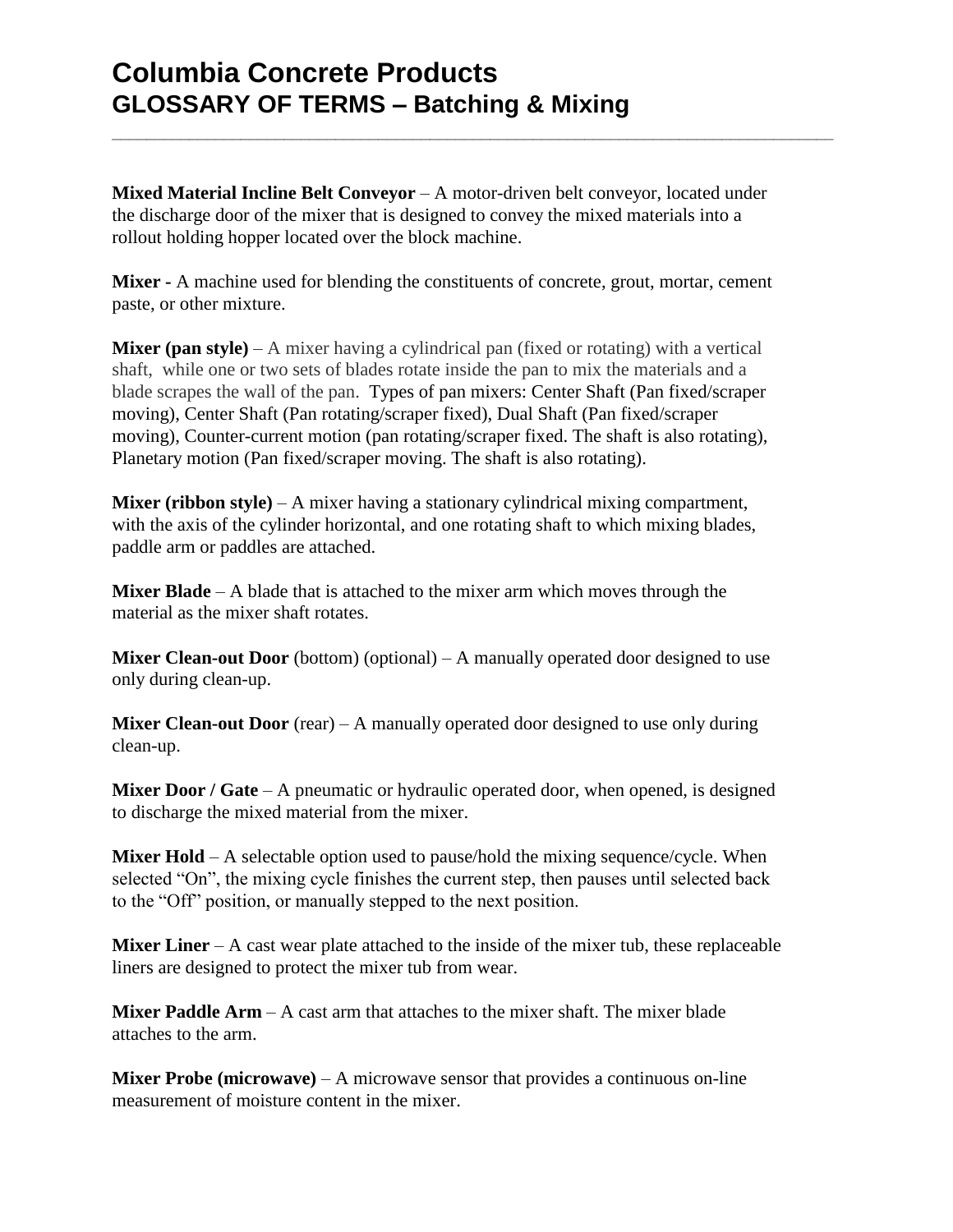# Columbia Concrete Products
## GLOSSARY OF TERMS – Batching & Mixing

**Mixed Material Incline Belt Conveyor** – A motor-driven belt conveyor, located under the discharge door of the mixer that is designed to convey the mixed materials into a rollout holding hopper located over the block machine.

**Mixer -** A machine used for blending the constituents of concrete, grout, mortar, cement paste, or other mixture.

**Mixer (pan style)** – A mixer having a cylindrical pan (fixed or rotating) with a vertical shaft, while one or two sets of blades rotate inside the pan to mix the materials and a blade scrapes the wall of the pan. Types of pan mixers: Center Shaft (Pan fixed/scraper moving), Center Shaft (Pan rotating/scraper fixed), Dual Shaft (Pan fixed/scraper moving), Counter-current motion (pan rotating/scraper fixed. The shaft is also rotating), Planetary motion (Pan fixed/scraper moving. The shaft is also rotating).

**Mixer (ribbon style)** – A mixer having a stationary cylindrical mixing compartment, with the axis of the cylinder horizontal, and one rotating shaft to which mixing blades, paddle arm or paddles are attached.

**Mixer Blade** – A blade that is attached to the mixer arm which moves through the material as the mixer shaft rotates.

**Mixer Clean-out Door** (bottom) (optional) – A manually operated door designed to use only during clean-up.

**Mixer Clean-out Door** (rear) – A manually operated door designed to use only during clean-up.

**Mixer Door / Gate** – A pneumatic or hydraulic operated door, when opened, is designed to discharge the mixed material from the mixer.

**Mixer Hold** – A selectable option used to pause/hold the mixing sequence/cycle. When selected "On", the mixing cycle finishes the current step, then pauses until selected back to the "Off" position, or manually stepped to the next position.

**Mixer Liner** – A cast wear plate attached to the inside of the mixer tub, these replaceable liners are designed to protect the mixer tub from wear.

**Mixer Paddle Arm** – A cast arm that attaches to the mixer shaft. The mixer blade attaches to the arm.

**Mixer Probe (microwave)** – A microwave sensor that provides a continuous on-line measurement of moisture content in the mixer.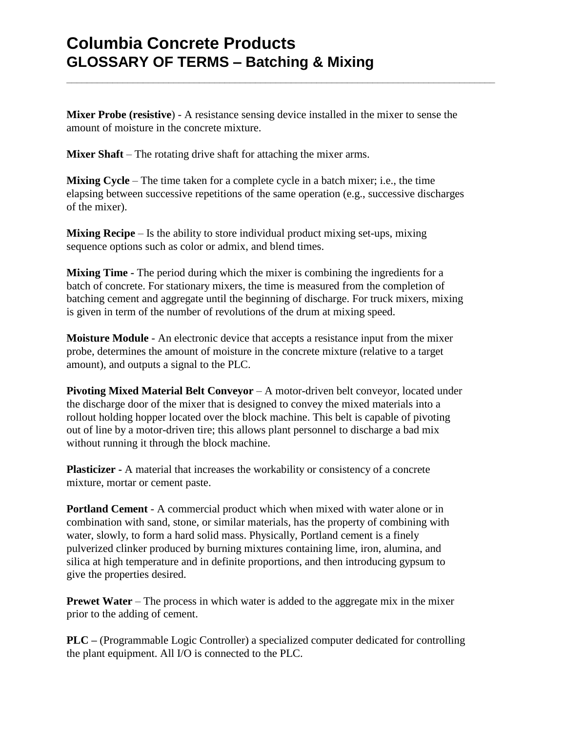# Columbia Concrete Products
## GLOSSARY OF TERMS – Batching & Mixing

---

**Mixer Probe (resistive**) - A resistance sensing device installed in the mixer to sense the amount of moisture in the concrete mixture.

**Mixer Shaft** – The rotating drive shaft for attaching the mixer arms.

**Mixing Cycle** – The time taken for a complete cycle in a batch mixer; i.e., the time elapsing between successive repetitions of the same operation (e.g., successive discharges of the mixer).

**Mixing Recipe** – Is the ability to store individual product mixing set-ups, mixing sequence options such as color or admix, and blend times.

**Mixing Time -** The period during which the mixer is combining the ingredients for a batch of concrete. For stationary mixers, the time is measured from the completion of batching cement and aggregate until the beginning of discharge. For truck mixers, mixing is given in term of the number of revolutions of the drum at mixing speed.

**Moisture Module** - An electronic device that accepts a resistance input from the mixer probe, determines the amount of moisture in the concrete mixture (relative to a target amount), and outputs a signal to the PLC.

**Pivoting Mixed Material Belt Conveyor** – A motor-driven belt conveyor, located under the discharge door of the mixer that is designed to convey the mixed materials into a rollout holding hopper located over the block machine. This belt is capable of pivoting out of line by a motor-driven tire; this allows plant personnel to discharge a bad mix without running it through the block machine.

**Plasticizer -** A material that increases the workability or consistency of a concrete mixture, mortar or cement paste.

**Portland Cement** - A commercial product which when mixed with water alone or in combination with sand, stone, or similar materials, has the property of combining with water, slowly, to form a hard solid mass. Physically, Portland cement is a finely pulverized clinker produced by burning mixtures containing lime, iron, alumina, and silica at high temperature and in definite proportions, and then introducing gypsum to give the properties desired.

**Prewet Water** – The process in which water is added to the aggregate mix in the mixer prior to the adding of cement.

**PLC –** (Programmable Logic Controller) a specialized computer dedicated for controlling the plant equipment. All I/O is connected to the PLC.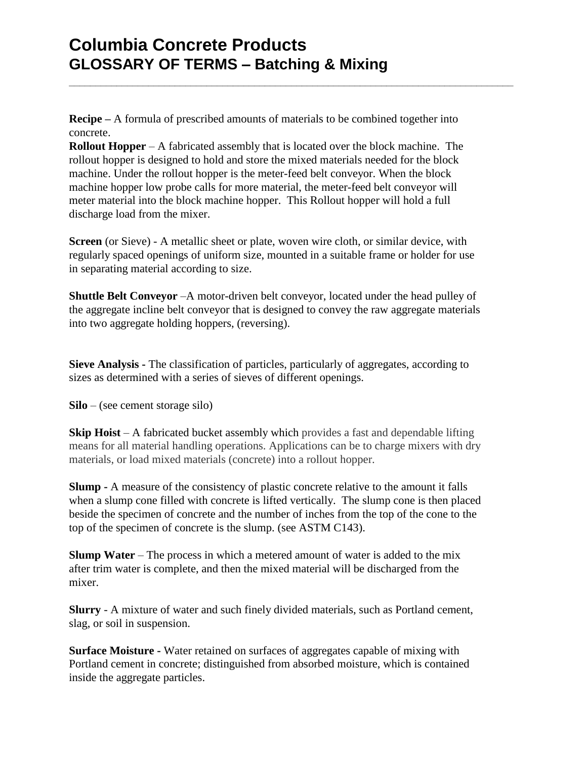# Columbia Concrete Products
## GLOSSARY OF TERMS – Batching & Mixing

**Recipe –** A formula of prescribed amounts of materials to be combined together into concrete.

**Rollout Hopper** – A fabricated assembly that is located over the block machine. The rollout hopper is designed to hold and store the mixed materials needed for the block machine. Under the rollout hopper is the meter-feed belt conveyor. When the block machine hopper low probe calls for more material, the meter-feed belt conveyor will meter material into the block machine hopper. This Rollout hopper will hold a full discharge load from the mixer.

**Screen** (or Sieve) - A metallic sheet or plate, woven wire cloth, or similar device, with regularly spaced openings of uniform size, mounted in a suitable frame or holder for use in separating material according to size.

**Shuttle Belt Conveyor** –A motor-driven belt conveyor, located under the head pulley of the aggregate incline belt conveyor that is designed to convey the raw aggregate materials into two aggregate holding hoppers, (reversing).

**Sieve Analysis -** The classification of particles, particularly of aggregates, according to sizes as determined with a series of sieves of different openings.

**Silo** – (see cement storage silo)

**Skip Hoist** – A fabricated bucket assembly which provides a fast and dependable lifting means for all material handling operations. Applications can be to charge mixers with dry materials, or load mixed materials (concrete) into a rollout hopper.

**Slump -** A measure of the consistency of plastic concrete relative to the amount it falls when a slump cone filled with concrete is lifted vertically. The slump cone is then placed beside the specimen of concrete and the number of inches from the top of the cone to the top of the specimen of concrete is the slump. (see ASTM C143).

**Slump Water** – The process in which a metered amount of water is added to the mix after trim water is complete, and then the mixed material will be discharged from the mixer.

**Slurry** - A mixture of water and such finely divided materials, such as Portland cement, slag, or soil in suspension.

**Surface Moisture -** Water retained on surfaces of aggregates capable of mixing with Portland cement in concrete; distinguished from absorbed moisture, which is contained inside the aggregate particles.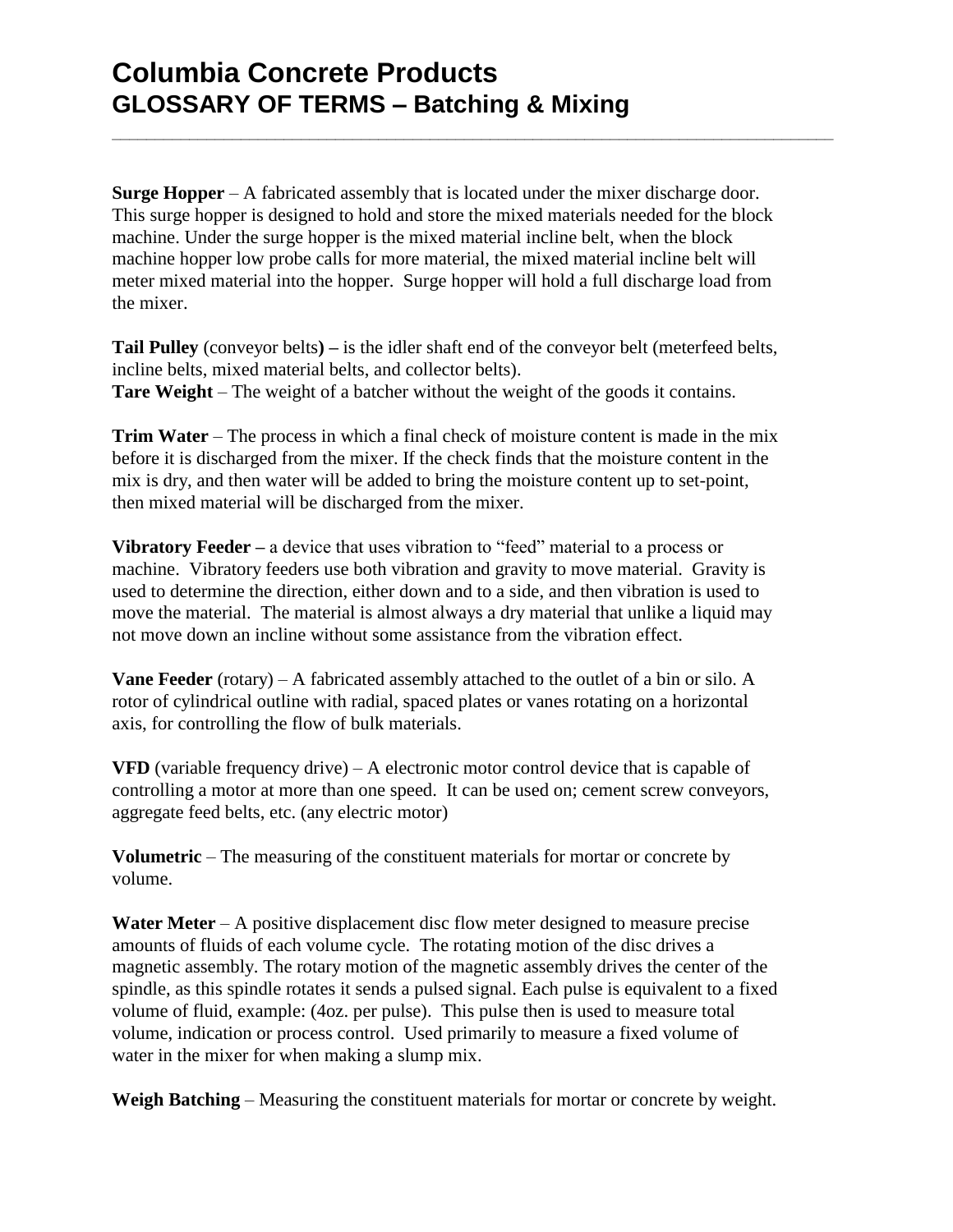# Columbia Concrete Products
## GLOSSARY OF TERMS – Batching & Mixing

**Surge Hopper** – A fabricated assembly that is located under the mixer discharge door. This surge hopper is designed to hold and store the mixed materials needed for the block machine. Under the surge hopper is the mixed material incline belt, when the block machine hopper low probe calls for more material, the mixed material incline belt will meter mixed material into the hopper. Surge hopper will hold a full discharge load from the mixer.

**Tail Pulley** (conveyor belts**) –** is the idler shaft end of the conveyor belt (meterfeed belts, incline belts, mixed material belts, and collector belts).
**Tare Weight** – The weight of a batcher without the weight of the goods it contains.

**Trim Water** – The process in which a final check of moisture content is made in the mix before it is discharged from the mixer. If the check finds that the moisture content in the mix is dry, and then water will be added to bring the moisture content up to set-point, then mixed material will be discharged from the mixer.

**Vibratory Feeder –** a device that uses vibration to "feed" material to a process or machine. Vibratory feeders use both vibration and gravity to move material. Gravity is used to determine the direction, either down and to a side, and then vibration is used to move the material. The material is almost always a dry material that unlike a liquid may not move down an incline without some assistance from the vibration effect.

**Vane Feeder** (rotary) – A fabricated assembly attached to the outlet of a bin or silo. A rotor of cylindrical outline with radial, spaced plates or vanes rotating on a horizontal axis, for controlling the flow of bulk materials.

**VFD** (variable frequency drive) – A electronic motor control device that is capable of controlling a motor at more than one speed. It can be used on; cement screw conveyors, aggregate feed belts, etc. (any electric motor)

**Volumetric** – The measuring of the constituent materials for mortar or concrete by volume.

**Water Meter** – A positive displacement disc flow meter designed to measure precise amounts of fluids of each volume cycle. The rotating motion of the disc drives a magnetic assembly. The rotary motion of the magnetic assembly drives the center of the spindle, as this spindle rotates it sends a pulsed signal. Each pulse is equivalent to a fixed volume of fluid, example: (4oz. per pulse). This pulse then is used to measure total volume, indication or process control. Used primarily to measure a fixed volume of water in the mixer for when making a slump mix.

**Weigh Batching** – Measuring the constituent materials for mortar or concrete by weight.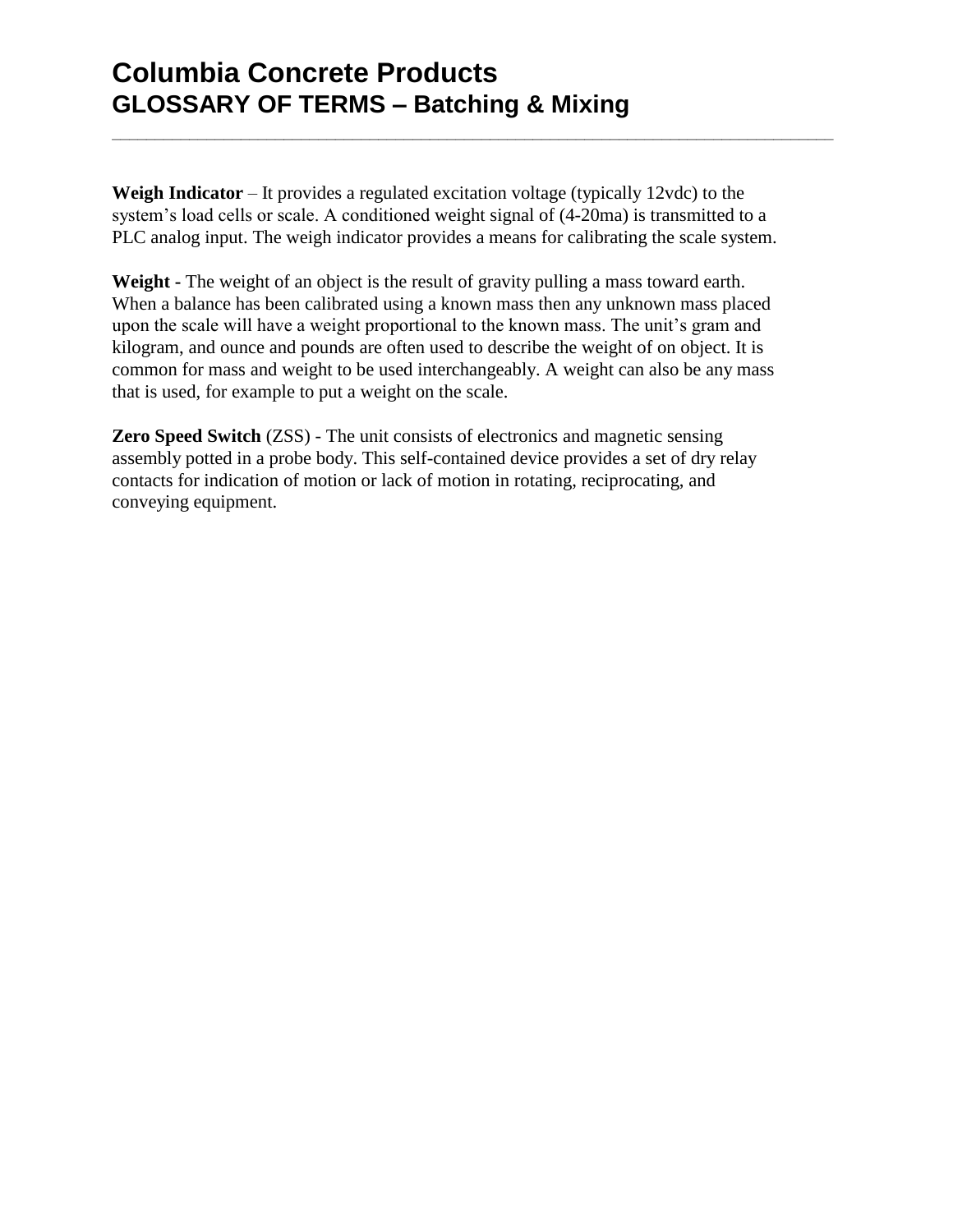# Columbia Concrete Products
## GLOSSARY OF TERMS – Batching & Mixing

---

**Weigh Indicator** – It provides a regulated excitation voltage (typically 12vdc) to the system's load cells or scale. A conditioned weight signal of (4-20ma) is transmitted to a PLC analog input. The weigh indicator provides a means for calibrating the scale system.

**Weight -** The weight of an object is the result of gravity pulling a mass toward earth. When a balance has been calibrated using a known mass then any unknown mass placed upon the scale will have a weight proportional to the known mass. The unit's gram and kilogram, and ounce and pounds are often used to describe the weight of on object. It is common for mass and weight to be used interchangeably. A weight can also be any mass that is used, for example to put a weight on the scale.

**Zero Speed Switch** (ZSS) - The unit consists of electronics and magnetic sensing assembly potted in a probe body. This self-contained device provides a set of dry relay contacts for indication of motion or lack of motion in rotating, reciprocating, and conveying equipment.